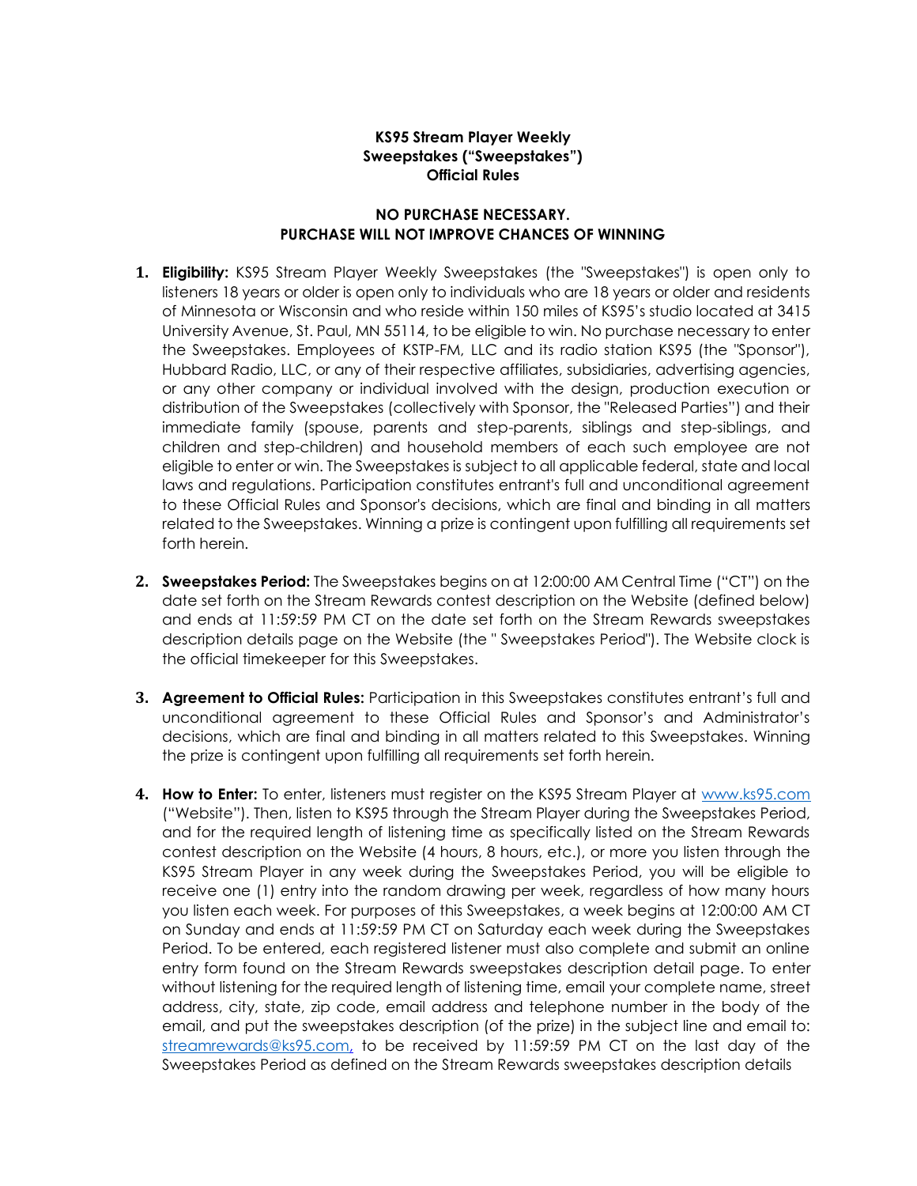**KS95 Stream Player Weekly Sweepstakes ("Sweepstakes") Official Rules**

**NO PURCHASE NECESSARY. PURCHASE WILL NOT IMPROVE CHANCES OF WINNING**

1. **Eligibility:** KS95 Stream Player Weekly Sweepstakes (the "Sweepstakes") is open only to listeners 18 years or older is open only to individuals who are 18 years or older and residents of Minnesota or Wisconsin and who reside within 150 miles of KS95's studio located at 3415 University Avenue, St. Paul, MN 55114, to be eligible to win. No purchase necessary to enter the Sweepstakes. Employees of KSTP-FM, LLC and its radio station KS95 (the "Sponsor"), Hubbard Radio, LLC, or any of their respective affiliates, subsidiaries, advertising agencies, or any other company or individual involved with the design, production execution or distribution of the Sweepstakes (collectively with Sponsor, the "Released Parties") and their immediate family (spouse, parents and step-parents, siblings and step-siblings, and children and step-children) and household members of each such employee are not eligible to enter or win. The Sweepstakes is subject to all applicable federal, state and local laws and regulations. Participation constitutes entrant's full and unconditional agreement to these Official Rules and Sponsor's decisions, which are final and binding in all matters related to the Sweepstakes. Winning a prize is contingent upon fulfilling all requirements set forth herein.

2. **Sweepstakes Period:** The Sweepstakes begins on at 12:00:00 AM Central Time ("CT") on the date set forth on the Stream Rewards contest description on the Website (defined below) and ends at 11:59:59 PM CT on the date set forth on the Stream Rewards sweepstakes description details page on the Website (the " Sweepstakes Period"). The Website clock is the official timekeeper for this Sweepstakes.

3. **Agreement to Official Rules:** Participation in this Sweepstakes constitutes entrant's full and unconditional agreement to these Official Rules and Sponsor's and Administrator's decisions, which are final and binding in all matters related to this Sweepstakes. Winning the prize is contingent upon fulfilling all requirements set forth herein.

4. **How to Enter:** To enter, listeners must register on the KS95 Stream Player at www.ks95.com ("Website"). Then, listen to KS95 through the Stream Player during the Sweepstakes Period, and for the required length of listening time as specifically listed on the Stream Rewards contest description on the Website (4 hours, 8 hours, etc.), or more you listen through the KS95 Stream Player in any week during the Sweepstakes Period, you will be eligible to receive one (1) entry into the random drawing per week, regardless of how many hours you listen each week. For purposes of this Sweepstakes, a week begins at 12:00:00 AM CT on Sunday and ends at 11:59:59 PM CT on Saturday each week during the Sweepstakes Period. To be entered, each registered listener must also complete and submit an online entry form found on the Stream Rewards sweepstakes description detail page. To enter without listening for the required length of listening time, email your complete name, street address, city, state, zip code, email address and telephone number in the body of the email, and put the sweepstakes description (of the prize) in the subject line and email to: streamrewards@ks95.com, to be received by 11:59:59 PM CT on the last day of the Sweepstakes Period as defined on the Stream Rewards sweepstakes description details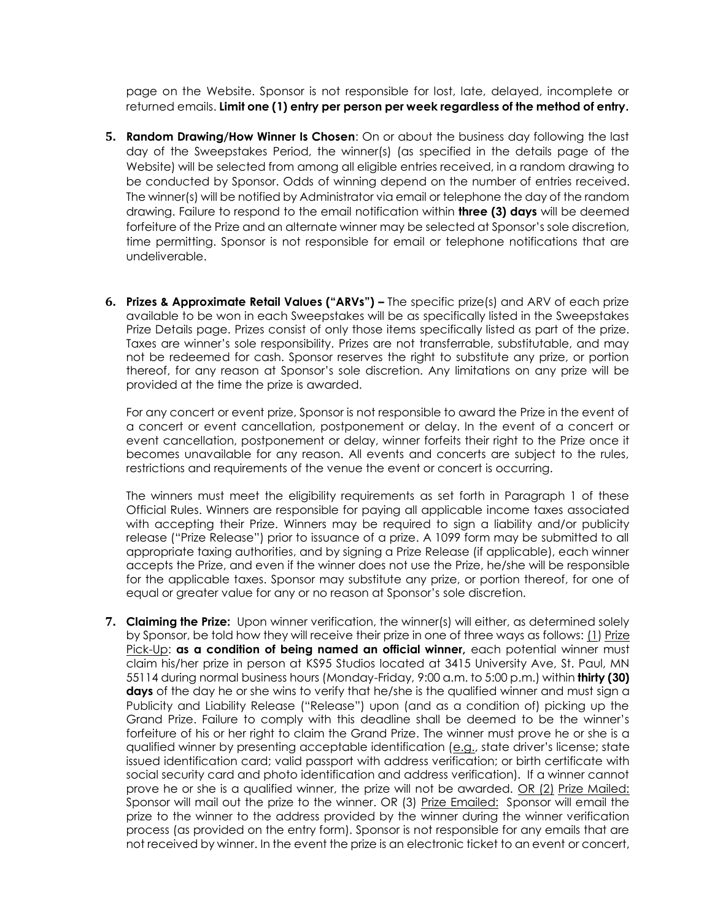page on the Website. Sponsor is not responsible for lost, late, delayed, incomplete or returned emails. **Limit one (1) entry per person per week regardless of the method of entry.**

5. **Random Drawing/How Winner Is Chosen**: On or about the business day following the last day of the Sweepstakes Period, the winner(s) (as specified in the details page of the Website) will be selected from among all eligible entries received, in a random drawing to be conducted by Sponsor. Odds of winning depend on the number of entries received. The winner(s) will be notified by Administrator via email or telephone the day of the random drawing. Failure to respond to the email notification within **three (3) days** will be deemed forfeiture of the Prize and an alternate winner may be selected at Sponsor's sole discretion, time permitting. Sponsor is not responsible for email or telephone notifications that are undeliverable.

6. **Prizes & Approximate Retail Values ("ARVs") –** The specific prize(s) and ARV of each prize available to be won in each Sweepstakes will be as specifically listed in the Sweepstakes Prize Details page. Prizes consist of only those items specifically listed as part of the prize. Taxes are winner's sole responsibility. Prizes are not transferrable, substitutable, and may not be redeemed for cash. Sponsor reserves the right to substitute any prize, or portion thereof, for any reason at Sponsor's sole discretion. Any limitations on any prize will be provided at the time the prize is awarded.

   For any concert or event prize, Sponsor is not responsible to award the Prize in the event of a concert or event cancellation, postponement or delay. In the event of a concert or event cancellation, postponement or delay, winner forfeits their right to the Prize once it becomes unavailable for any reason. All events and concerts are subject to the rules, restrictions and requirements of the venue the event or concert is occurring.

   The winners must meet the eligibility requirements as set forth in Paragraph 1 of these Official Rules. Winners are responsible for paying all applicable income taxes associated with accepting their Prize. Winners may be required to sign a liability and/or publicity release ("Prize Release") prior to issuance of a prize. A 1099 form may be submitted to all appropriate taxing authorities, and by signing a Prize Release (if applicable), each winner accepts the Prize, and even if the winner does not use the Prize, he/she will be responsible for the applicable taxes. Sponsor may substitute any prize, or portion thereof, for one of equal or greater value for any or no reason at Sponsor's sole discretion.

7. **Claiming the Prize:** Upon winner verification, the winner(s) will either, as determined solely by Sponsor, be told how they will receive their prize in one of three ways as follows: (1) Prize Pick-Up: **as a condition of being named an official winner,** each potential winner must claim his/her prize in person at KS95 Studios located at 3415 University Ave, St. Paul, MN 55114 during normal business hours (Monday-Friday, 9:00 a.m. to 5:00 p.m.) within **thirty (30) days** of the day he or she wins to verify that he/she is the qualified winner and must sign a Publicity and Liability Release ("Release") upon (and as a condition of) picking up the Grand Prize. Failure to comply with this deadline shall be deemed to be the winner's forfeiture of his or her right to claim the Grand Prize. The winner must prove he or she is a qualified winner by presenting acceptable identification (e.g., state driver's license; state issued identification card; valid passport with address verification; or birth certificate with social security card and photo identification and address verification). If a winner cannot prove he or she is a qualified winner, the prize will not be awarded. OR (2) Prize Mailed: Sponsor will mail out the prize to the winner. OR (3) Prize Emailed: Sponsor will email the prize to the winner to the address provided by the winner during the winner verification process (as provided on the entry form). Sponsor is not responsible for any emails that are not received by winner. In the event the prize is an electronic ticket to an event or concert,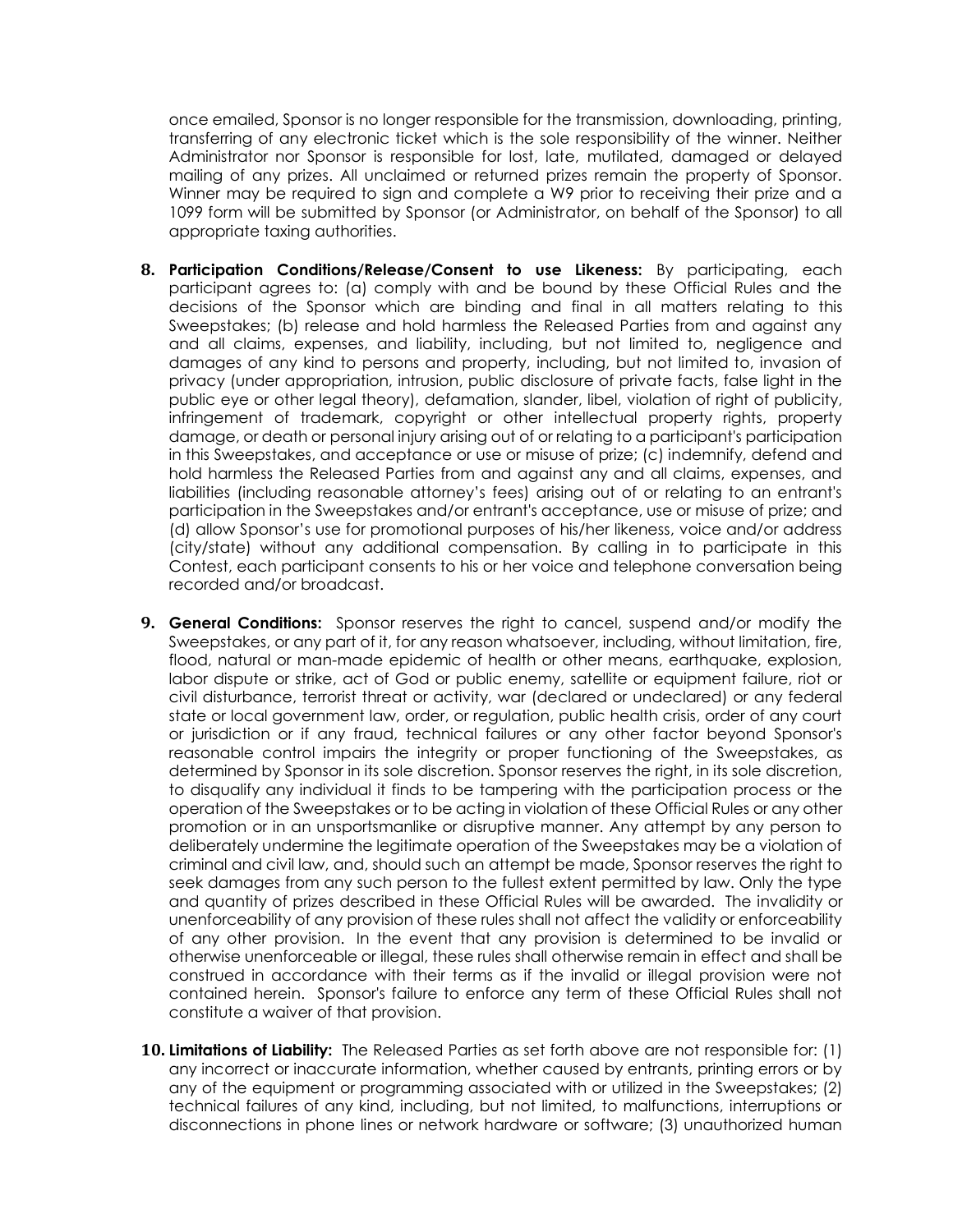once emailed, Sponsor is no longer responsible for the transmission, downloading, printing, transferring of any electronic ticket which is the sole responsibility of the winner. Neither Administrator nor Sponsor is responsible for lost, late, mutilated, damaged or delayed mailing of any prizes. All unclaimed or returned prizes remain the property of Sponsor. Winner may be required to sign and complete a W9 prior to receiving their prize and a 1099 form will be submitted by Sponsor (or Administrator, on behalf of the Sponsor) to all appropriate taxing authorities.

8. **Participation Conditions/Release/Consent to use Likeness:** By participating, each participant agrees to: (a) comply with and be bound by these Official Rules and the decisions of the Sponsor which are binding and final in all matters relating to this Sweepstakes; (b) release and hold harmless the Released Parties from and against any and all claims, expenses, and liability, including, but not limited to, negligence and damages of any kind to persons and property, including, but not limited to, invasion of privacy (under appropriation, intrusion, public disclosure of private facts, false light in the public eye or other legal theory), defamation, slander, libel, violation of right of publicity, infringement of trademark, copyright or other intellectual property rights, property damage, or death or personal injury arising out of or relating to a participant's participation in this Sweepstakes, and acceptance or use or misuse of prize; (c) indemnify, defend and hold harmless the Released Parties from and against any and all claims, expenses, and liabilities (including reasonable attorney's fees) arising out of or relating to an entrant's participation in the Sweepstakes and/or entrant's acceptance, use or misuse of prize; and (d) allow Sponsor's use for promotional purposes of his/her likeness, voice and/or address (city/state) without any additional compensation. By calling in to participate in this Contest, each participant consents to his or her voice and telephone conversation being recorded and/or broadcast.

9. **General Conditions:** Sponsor reserves the right to cancel, suspend and/or modify the Sweepstakes, or any part of it, for any reason whatsoever, including, without limitation, fire, flood, natural or man-made epidemic of health or other means, earthquake, explosion, labor dispute or strike, act of God or public enemy, satellite or equipment failure, riot or civil disturbance, terrorist threat or activity, war (declared or undeclared) or any federal state or local government law, order, or regulation, public health crisis, order of any court or jurisdiction or if any fraud, technical failures or any other factor beyond Sponsor's reasonable control impairs the integrity or proper functioning of the Sweepstakes, as determined by Sponsor in its sole discretion. Sponsor reserves the right, in its sole discretion, to disqualify any individual it finds to be tampering with the participation process or the operation of the Sweepstakes or to be acting in violation of these Official Rules or any other promotion or in an unsportsmanlike or disruptive manner. Any attempt by any person to deliberately undermine the legitimate operation of the Sweepstakes may be a violation of criminal and civil law, and, should such an attempt be made, Sponsor reserves the right to seek damages from any such person to the fullest extent permitted by law. Only the type and quantity of prizes described in these Official Rules will be awarded. The invalidity or unenforceability of any provision of these rules shall not affect the validity or enforceability of any other provision. In the event that any provision is determined to be invalid or otherwise unenforceable or illegal, these rules shall otherwise remain in effect and shall be construed in accordance with their terms as if the invalid or illegal provision were not contained herein. Sponsor's failure to enforce any term of these Official Rules shall not constitute a waiver of that provision.

10. **Limitations of Liability:** The Released Parties as set forth above are not responsible for: (1) any incorrect or inaccurate information, whether caused by entrants, printing errors or by any of the equipment or programming associated with or utilized in the Sweepstakes; (2) technical failures of any kind, including, but not limited, to malfunctions, interruptions or disconnections in phone lines or network hardware or software; (3) unauthorized human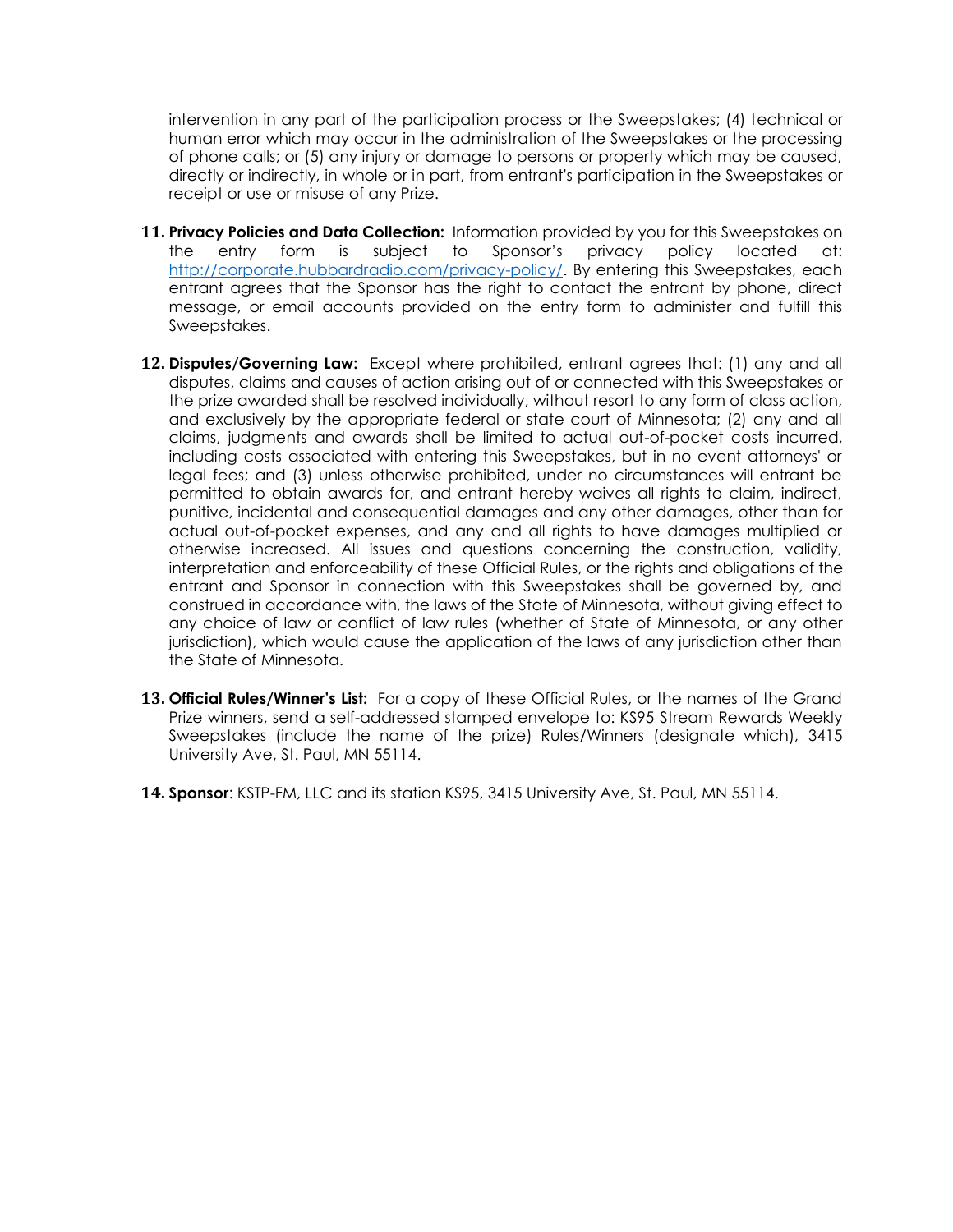intervention in any part of the participation process or the Sweepstakes; (4) technical or human error which may occur in the administration of the Sweepstakes or the processing of phone calls; or (5) any injury or damage to persons or property which may be caused, directly or indirectly, in whole or in part, from entrant's participation in the Sweepstakes or receipt or use or misuse of any Prize.

11. **Privacy Policies and Data Collection:** Information provided by you for this Sweepstakes on the entry form is subject to Sponsor's privacy policy located at: [http://corporate.hubbardradio.com/privacy-policy/](http://corporate.hubbardradio.com/privacy-policy/). By entering this Sweepstakes, each entrant agrees that the Sponsor has the right to contact the entrant by phone, direct message, or email accounts provided on the entry form to administer and fulfill this Sweepstakes.

12. **Disputes/Governing Law:** Except where prohibited, entrant agrees that: (1) any and all disputes, claims and causes of action arising out of or connected with this Sweepstakes or the prize awarded shall be resolved individually, without resort to any form of class action, and exclusively by the appropriate federal or state court of Minnesota; (2) any and all claims, judgments and awards shall be limited to actual out-of-pocket costs incurred, including costs associated with entering this Sweepstakes, but in no event attorneys' or legal fees; and (3) unless otherwise prohibited, under no circumstances will entrant be permitted to obtain awards for, and entrant hereby waives all rights to claim, indirect, punitive, incidental and consequential damages and any other damages, other than for actual out-of-pocket expenses, and any and all rights to have damages multiplied or otherwise increased. All issues and questions concerning the construction, validity, interpretation and enforceability of these Official Rules, or the rights and obligations of the entrant and Sponsor in connection with this Sweepstakes shall be governed by, and construed in accordance with, the laws of the State of Minnesota, without giving effect to any choice of law or conflict of law rules (whether of State of Minnesota, or any other jurisdiction), which would cause the application of the laws of any jurisdiction other than the State of Minnesota.

13. **Official Rules/Winner's List:** For a copy of these Official Rules, or the names of the Grand Prize winners, send a self-addressed stamped envelope to: KS95 Stream Rewards Weekly Sweepstakes (include the name of the prize) Rules/Winners (designate which), 3415 University Ave, St. Paul, MN 55114.

14. **Sponsor**: KSTP-FM, LLC and its station KS95, 3415 University Ave, St. Paul, MN 55114.